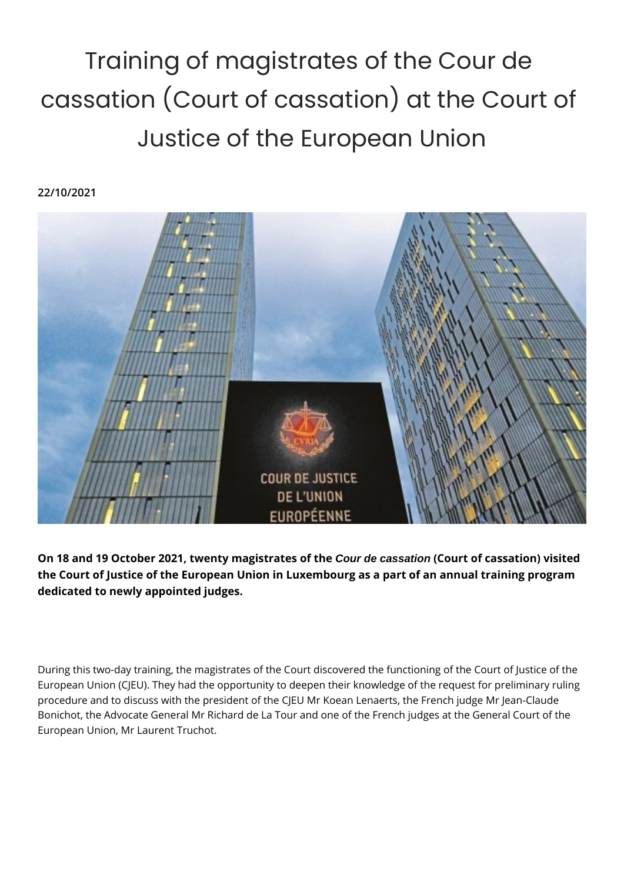# Training of magistrates of the Cour de cassation (Court of cassation) at the Court of Justice of the European Union

**22/10/2021**

**On 18 and 19 October 2021, twenty magistrates of the *Cour de cassation* (Court of cassation) visited the Court of Justice of the European Union in Luxembourg as a part of an annual training program dedicated to newly appointed judges.**

During this two-day training, the magistrates of the Court discovered the functioning of the Court of Justice of the European Union (CJEU). They had the opportunity to deepen their knowledge of the request for preliminary ruling procedure and to discuss with the president of the CJEU Mr Koean Lenaerts, the French judge Mr Jean-Claude Bonichot, the Advocate General Mr Richard de La Tour and one of the French judges at the General Court of the European Union, Mr Laurent Truchot.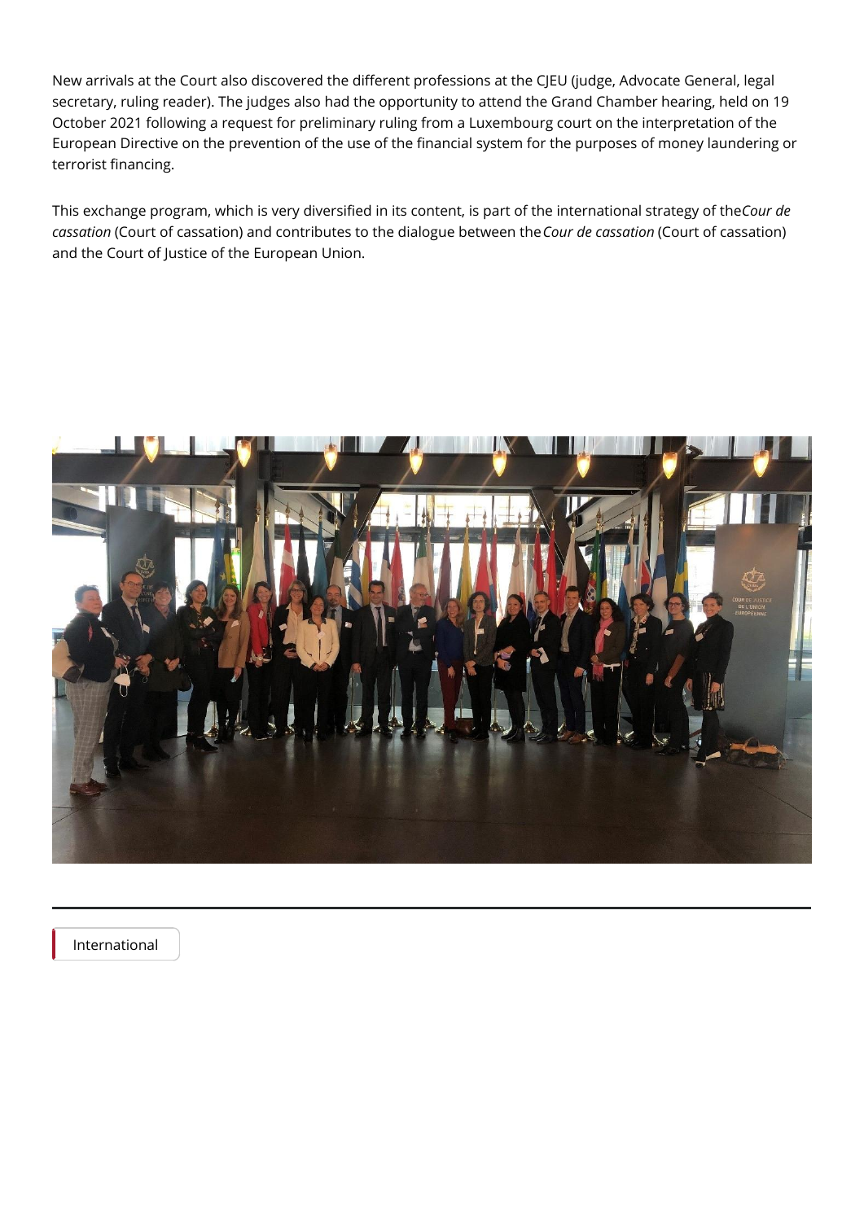New arrivals at the Court also discovered the different professions at the CJEU (judge, Advocate General, legal secretary, ruling reader). The judges also had the opportunity to attend the Grand Chamber hearing, held on 19 October 2021 following a request for preliminary ruling from a Luxembourg court on the interpretation of the European Directive on the prevention of the use of the financial system for the purposes of money laundering or terrorist financing.

This exchange program, which is very diversified in its content, is part of the international strategy of the *Cour de cassation* (Court of cassation) and contributes to the dialogue between the *Cour de cassation* (Court of cassation) and the Court of Justice of the European Union.

International